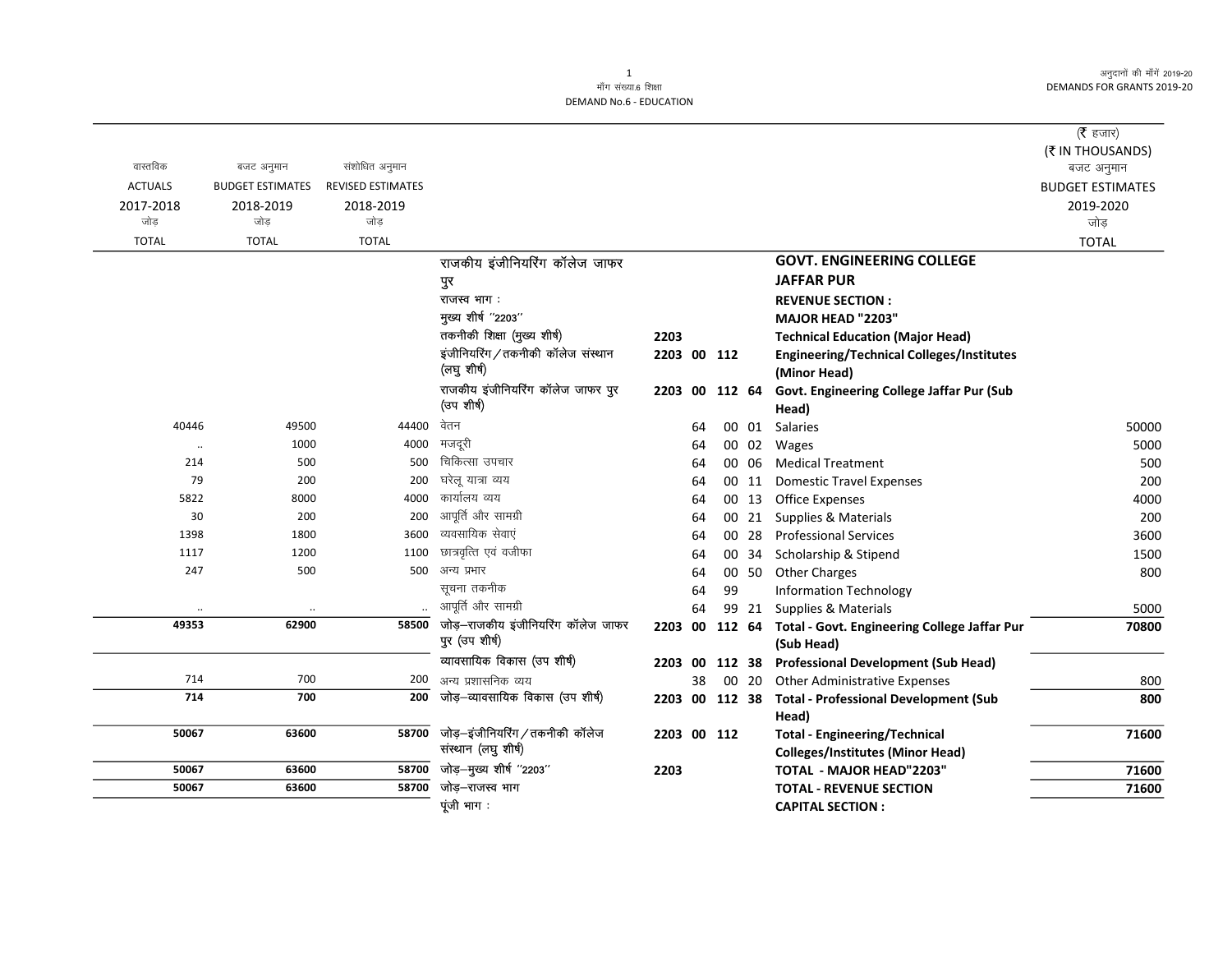मॉंग संख्या.6 शिक्षा
DEMAND No.6 - EDUCATION

(₹ हजार)
(₹ IN THOUSANDS)

| वास्तविक ACTUALS 2017-2018 जोड़ TOTAL | बजट अनुमान BUDGET ESTIMATES 2018-2019 जोड़ TOTAL | संशोधित अनुमान REVISED ESTIMATES 2018-2019 जोड़ TOTAL | | | | | | | बजट अनुमान BUDGET ESTIMATES 2019-2020 जोड़ TOTAL |
|---|---|---|---|---|---|---|---|---|---|
| | | | राजकीय इंजीनियरिंग कॉलेज जाफर पुर | | | | | **GOVT. ENGINEERING COLLEGE JAFFAR PUR** | |
| | | | राजस्व भाग : | | | | | **REVENUE SECTION :** | |
| | | | मुख्य शीर्ष ''2203'' | | | | | **MAJOR HEAD "2203"** | |
| | | | तकनीकी शिक्षा (मुख्य शीर्ष) | 2203 | | | | **Technical Education (Major Head)** | |
| | | | इंजीनियरिंग/तकनीकी कॉलेज संस्थान (लघु शीर्ष) | 2203 | 00 | 112 | | **Engineering/Technical Colleges/Institutes (Minor Head)** | |
| | | | राजकीय इंजीनियरिंग कॉलेज जाफर पुर (उप शीर्ष) | 2203 | 00 | 112 | 64 | **Govt. Engineering College Jaffar Pur (Sub Head)** | |
| 40446 | 49500 | 44400 | वेतन | | 64 | 00 | 01 | Salaries | 50000 |
| .. | 1000 | 4000 | मजदूरी | | 64 | 00 | 02 | Wages | 5000 |
| 214 | 500 | 500 | चिकित्सा उपचार | | 64 | 00 | 06 | Medical Treatment | 500 |
| 79 | 200 | 200 | घरेलू यात्रा व्यय | | 64 | 00 | 11 | Domestic Travel Expenses | 200 |
| 5822 | 8000 | 4000 | कार्यालय व्यय | | 64 | 00 | 13 | Office Expenses | 4000 |
| 30 | 200 | 200 | आपूर्ति और सामग्री | | 64 | 00 | 21 | Supplies & Materials | 200 |
| 1398 | 1800 | 3600 | व्यवसायिक सेवाएं | | 64 | 00 | 28 | Professional Services | 3600 |
| 1117 | 1200 | 1100 | छात्रवृत्ति एवं वजीफा | | 64 | 00 | 34 | Scholarship & Stipend | 1500 |
| 247 | 500 | 500 | अन्य प्रभार | | 64 | 00 | 50 | Other Charges | 800 |
| | | | सूचना तकनीक | | 64 | 99 | | Information Technology | |
| .. | .. | .. | आपूर्ति और सामग्री | | 64 | 99 | 21 | Supplies & Materials | 5000 |
| **49353** | **62900** | **58500** | जोड़–राजकीय इंजीनियरिंग कॉलेज जाफर पुर (उप शीर्ष) | 2203 | 00 | 112 | 64 | **Total - Govt. Engineering College Jaffar Pur (Sub Head)** | **70800** |
| | | | व्यावसायिक विकास (उप शीर्ष) | 2203 | 00 | 112 | 38 | **Professional Development (Sub Head)** | |
| 714 | 700 | 200 | अन्य प्रशासनिक व्यय | | 38 | 00 | 20 | Other Administrative Expenses | 800 |
| **714** | **700** | **200** | जोड़–व्यावसायिक विकास (उप शीर्ष) | 2203 | 00 | 112 | 38 | **Total - Professional Development (Sub Head)** | **800** |
| **50067** | **63600** | **58700** | जोड़–इंजीनियरिंग/तकनीकी कॉलेज संस्थान (लघु शीर्ष) | 2203 | 00 | 112 | | **Total - Engineering/Technical Colleges/Institutes (Minor Head)** | **71600** |
| **50067** | **63600** | **58700** | जोड़–मुख्य शीर्ष ''2203'' | 2203 | | | | **TOTAL - MAJOR HEAD"2203"** | **71600** |
| **50067** | **63600** | **58700** | जोड़–राजस्व भाग | | | | | **TOTAL - REVENUE SECTION** | **71600** |
| | | | पूंजी भाग : | | | | | **CAPITAL SECTION :** | |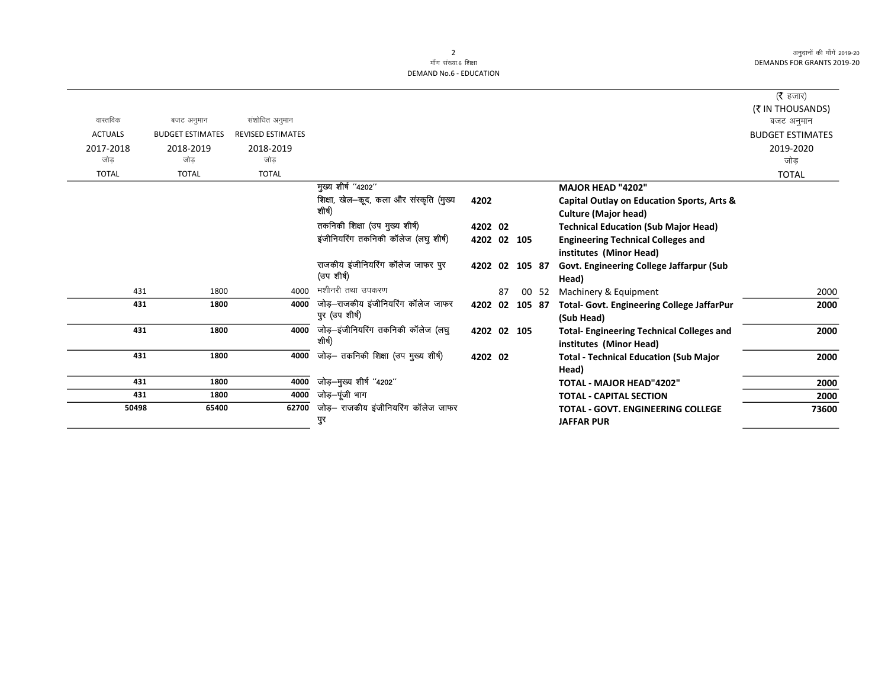माँग संख्या.6 शिक्षा
DEMAND No.6 - EDUCATION

अनुदानों की माँगें 2019-20
DEMANDS FOR GRANTS 2019-20

| वास्तविक ACTUALS 2017-2018 जोड़ TOTAL | बजट अनुमान BUDGET ESTIMATES 2018-2019 जोड़ TOTAL | संशोधित अनुमान REVISED ESTIMATES 2018-2019 जोड़ TOTAL | | | | (₹ हजार) (₹ IN THOUSANDS) बजट अनुमान BUDGET ESTIMATES 2019-2020 जोड़ TOTAL |
|---|---|---|---|---|---|---|
| | | | मुख्य शीर्ष "4202" | | **MAJOR HEAD "4202"** | |
| | | | शिक्षा, खेल–कूद, कला और संस्कृति (मुख्य शीर्ष) | **4202** | **Capital Outlay on Education Sports, Arts & Culture (Major head)** | |
| | | | तकनिकी शिक्षा (उप मुख्य शीर्ष) | **4202 02** | **Technical Education (Sub Major Head)** | |
| | | | इंजीनियरिंग तकनिकी कॉलेज (लघु शीर्ष) | **4202 02 105** | **Engineering Technical Colleges and institutes (Minor Head)** | |
| | | | राजकीय इंजीनियरिंग कॉलेज जाफर पुर (उप शीर्ष) | **4202 02 105 87** | **Govt. Engineering College Jaffarpur (Sub Head)** | |
| 431 | 1800 | 4000 | मशीनरी तथा उपकरण | 87 00 52 | Machinery & Equipment | 2000 |
| **431** | **1800** | **4000** | जोड़–राजकीय इंजीनियरिंग कॉलेज जाफर पुर (उप शीर्ष) | **4202 02 105 87** | **Total- Govt. Engineering College JaffarPur (Sub Head)** | **2000** |
| **431** | **1800** | **4000** | जोड़–इंजीनियरिंग तकनिकी कॉलेज (लघु शीर्ष) | **4202 02 105** | **Total- Engineering Technical Colleges and institutes (Minor Head)** | **2000** |
| **431** | **1800** | **4000** | जोड़– तकनिकी शिक्षा (उप मुख्य शीर्ष) | **4202 02** | **Total - Technical Education (Sub Major Head)** | **2000** |
| **431** | **1800** | **4000** | जोड़–मुख्य शीर्ष "4202" | | **TOTAL - MAJOR HEAD"4202"** | **2000** |
| **431** | **1800** | **4000** | जोड़–पूंजी भाग | | **TOTAL - CAPITAL SECTION** | **2000** |
| **50498** | **65400** | **62700** | जोड़– राजकीय इंजीनियरिंग कॉलेज जाफर पुर | | **TOTAL - GOVT. ENGINEERING COLLEGE JAFFAR PUR** | **73600** |